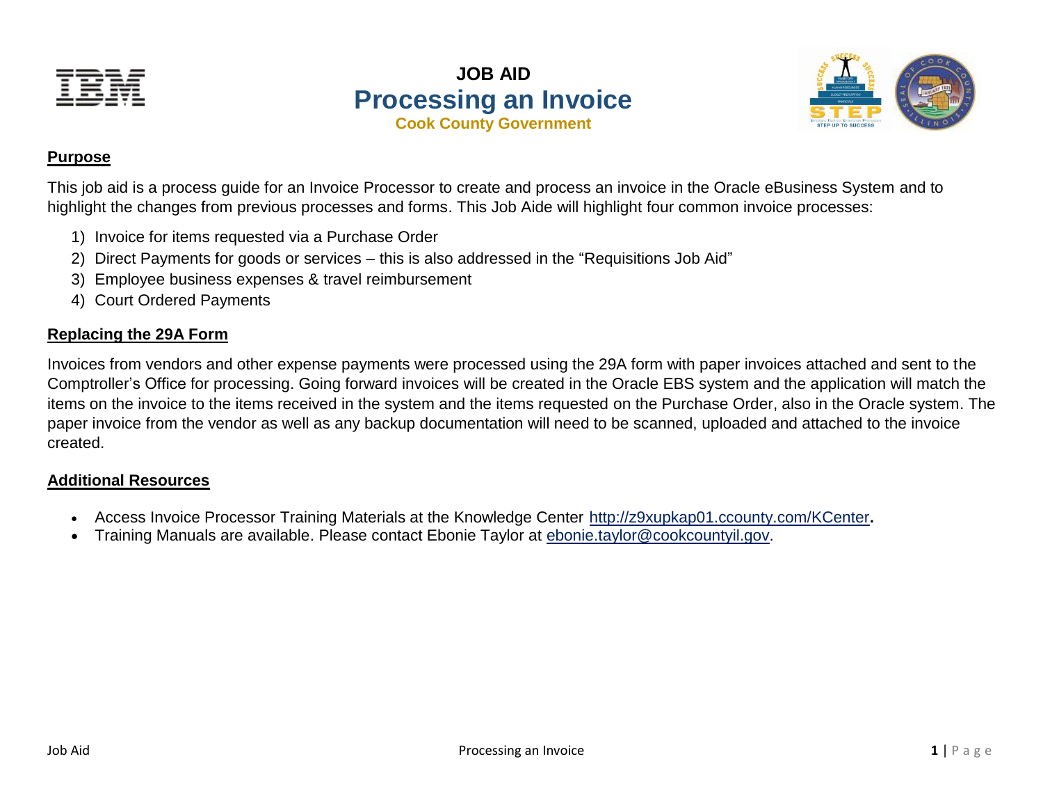**JOB AID**

# Processing an Invoice

**Cook County Government**

## Purpose

This job aid is a process guide for an Invoice Processor to create and process an invoice in the Oracle eBusiness System and to highlight the changes from previous processes and forms. This Job Aide will highlight four common invoice processes:

1) Invoice for items requested via a Purchase Order
2) Direct Payments for goods or services – this is also addressed in the "Requisitions Job Aid"
3) Employee business expenses & travel reimbursement
4) Court Ordered Payments

## Replacing the 29A Form

Invoices from vendors and other expense payments were processed using the 29A form with paper invoices attached and sent to the Comptroller's Office for processing. Going forward invoices will be created in the Oracle EBS system and the application will match the items on the invoice to the items received in the system and the items requested on the Purchase Order, also in the Oracle system. The paper invoice from the vendor as well as any backup documentation will need to be scanned, uploaded and attached to the invoice created.

## Additional Resources

- Access Invoice Processor Training Materials at the Knowledge Center http://z9xupkap01.ccounty.com/KCenter**.**
- Training Manuals are available. Please contact Ebonie Taylor at ebonie.taylor@cookcountyil.gov.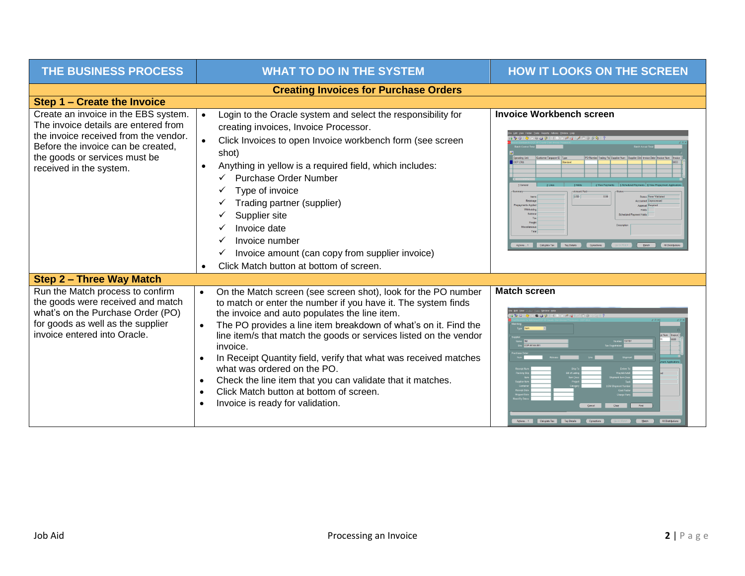| THE BUSINESS PROCESS | WHAT TO DO IN THE SYSTEM | HOW IT LOOKS ON THE SCREEN |
|---|---|---|
| **Creating Invoices for Purchase Orders** | | |
| **Step 1 – Create the Invoice** | | |
| Create an invoice in the EBS system. The invoice details are entered from the invoice received from the vendor. Before the invoice can be created, the goods or services must be received in the system. | • Login to the Oracle system and select the responsibility for creating invoices, Invoice Processor.<br>• Click Invoices to open Invoice workbench form (see screen shot)<br>• Anything in yellow is a required field, which includes:<br>  ✓ Purchase Order Number<br>  ✓ Type of invoice<br>  ✓ Trading partner (supplier)<br>  ✓ Supplier site<br>  ✓ Invoice date<br>  ✓ Invoice number<br>  ✓ Invoice amount (can copy from supplier invoice)<br>• Click Match button at bottom of screen. | **Invoice Workbench screen** |
| **Step 2 – Three Way Match** | | |
| Run the Match process to confirm the goods were received and match what's on the Purchase Order (PO) for goods as well as the supplier invoice entered into Oracle. | • On the Match screen (see screen shot), look for the PO number to match or enter the number if you have it. The system finds the invoice and auto populates the line item.<br>• The PO provides a line item breakdown of what's on it. Find the line item/s that match the goods or services listed on the vendor invoice.<br>• In Receipt Quantity field, verify that what was received matches what was ordered on the PO.<br>• Check the line item that you can validate that it matches.<br>• Click Match button at bottom of screen.<br>• Invoice is ready for validation. | **Match screen** |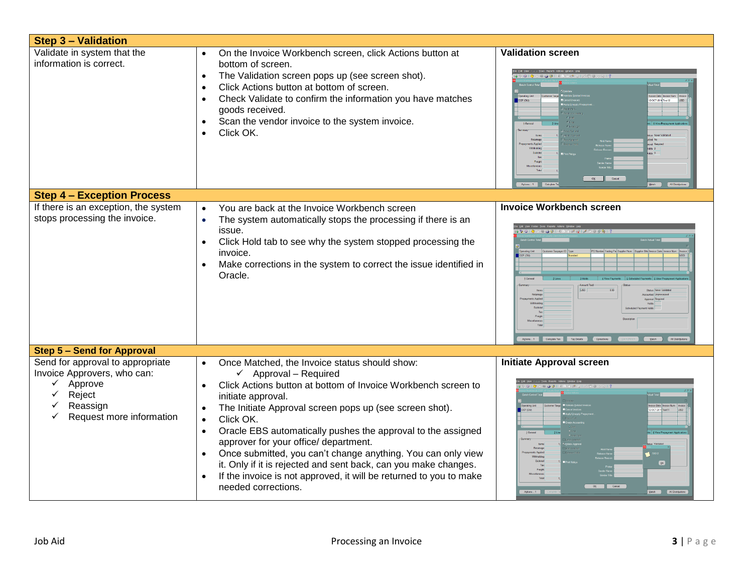| Step 3 – Validation | | |
|---|---|---|
| Validate in system that the information is correct. | • On the Invoice Workbench screen, click Actions button at bottom of screen.<br>• The Validation screen pops up (see screen shot).<br>• Click Actions button at bottom of screen.<br>• Check Validate to confirm the information you have matches goods received.<br>• Scan the vendor invoice to the system invoice.<br>• Click OK. | **Validation screen** |
| **Step 4 – Exception Process** | | |
| If there is an exception, the system stops processing the invoice. | • You are back at the Invoice Workbench screen<br>• The system automatically stops the processing if there is an issue.<br>• Click Hold tab to see why the system stopped processing the invoice.<br>• Make corrections in the system to correct the issue identified in Oracle. | **Invoice Workbench screen** |
| **Step 5 – Send for Approval** | | |
| Send for approval to appropriate Invoice Approvers, who can:<br>✓ Approve<br>✓ Reject<br>✓ Reassign<br>✓ Request more information | • Once Matched, the Invoice status should show:<br>  ✓ Approval – Required<br>• Click Actions button at bottom of Invoice Workbench screen to initiate approval.<br>• The Initiate Approval screen pops up (see screen shot).<br>• Click OK.<br>• Oracle EBS automatically pushes the approval to the assigned approver for your office/ department.<br>• Once submitted, you can't change anything. You can only view it. Only if it is rejected and sent back, can you make changes.<br>• If the invoice is not approved, it will be returned to you to make needed corrections. | **Initiate Approval screen** |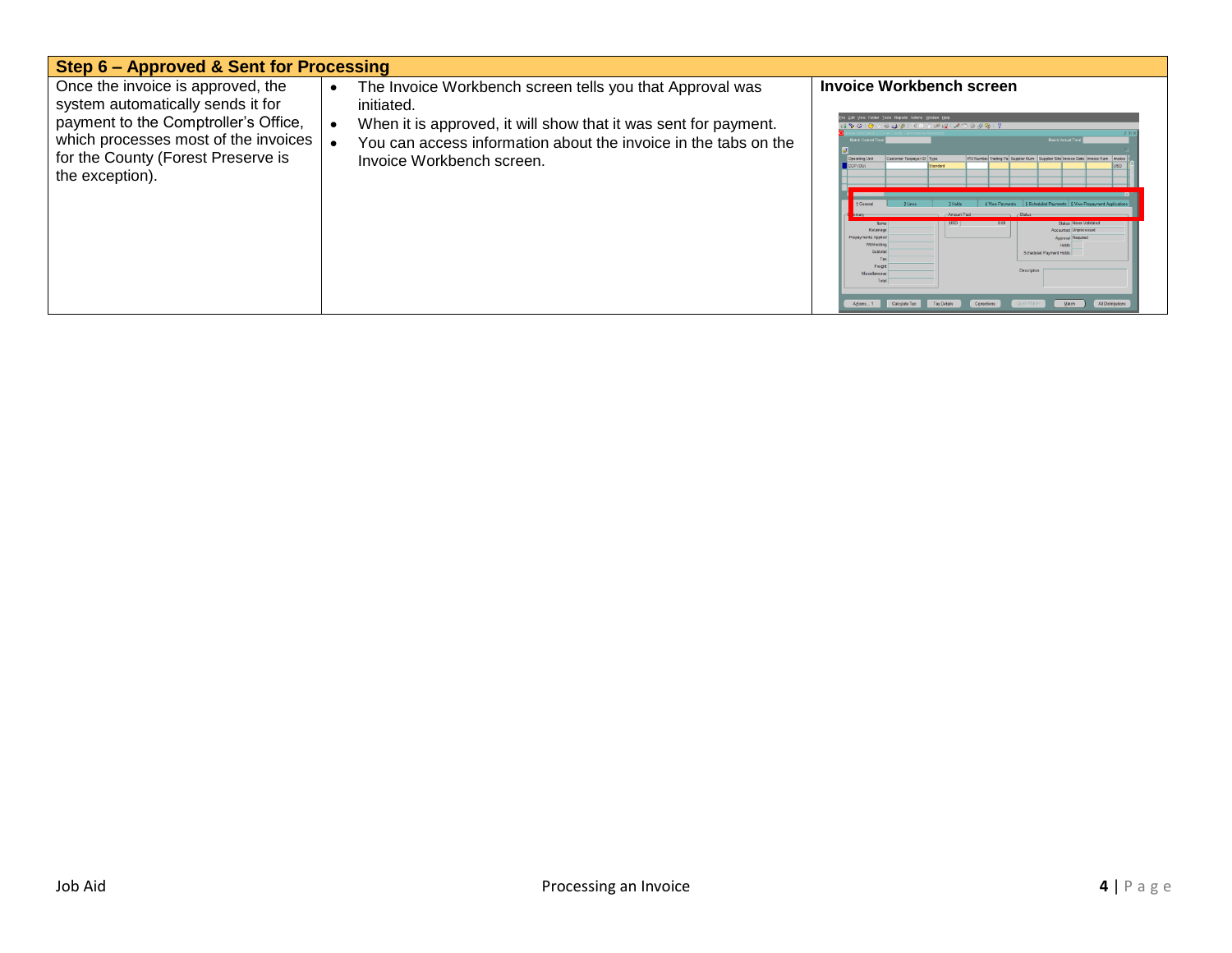| Step 6 – Approved & Sent for Processing | | |
|---|---|---|
| Once the invoice is approved, the system automatically sends it for payment to the Comptroller's Office, which processes most of the invoices for the County (Forest Preserve is the exception). | • The Invoice Workbench screen tells you that Approval was initiated.<br>• When it is approved, it will show that it was sent for payment.<br>• You can access information about the invoice in the tabs on the Invoice Workbench screen. | **Invoice Workbench screen** |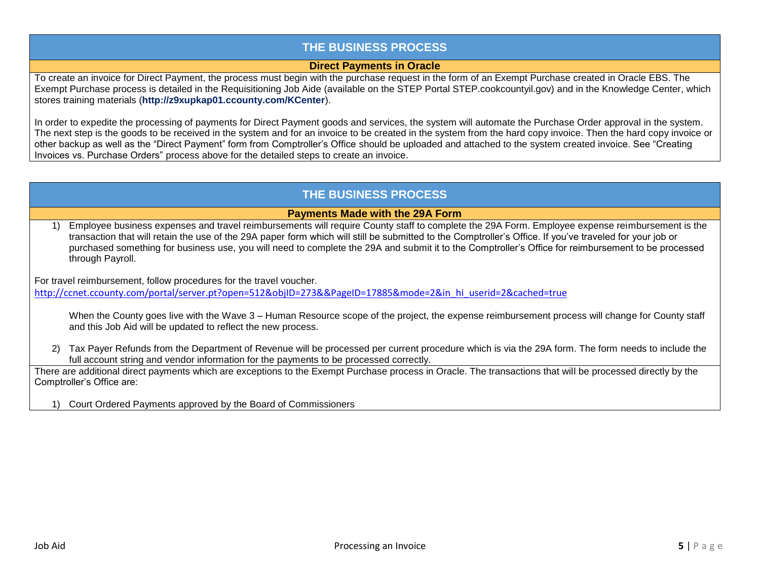## THE BUSINESS PROCESS

### Direct Payments in Oracle

To create an invoice for Direct Payment, the process must begin with the purchase request in the form of an Exempt Purchase created in Oracle EBS. The Exempt Purchase process is detailed in the Requisitioning Job Aide (available on the STEP Portal STEP.cookcountyil.gov) and in the Knowledge Center, which stores training materials (**http://z9xupkap01.ccounty.com/KCenter**).

In order to expedite the processing of payments for Direct Payment goods and services, the system will automate the Purchase Order approval in the system. The next step is the goods to be received in the system and for an invoice to be created in the system from the hard copy invoice. Then the hard copy invoice or other backup as well as the "Direct Payment" form from Comptroller's Office should be uploaded and attached to the system created invoice. See "Creating Invoices vs. Purchase Orders" process above for the detailed steps to create an invoice.

## THE BUSINESS PROCESS

### Payments Made with the 29A Form

1) Employee business expenses and travel reimbursements will require County staff to complete the 29A Form. Employee expense reimbursement is the transaction that will retain the use of the 29A paper form which will still be submitted to the Comptroller's Office. If you've traveled for your job or purchased something for business use, you will need to complete the 29A and submit it to the Comptroller's Office for reimbursement to be processed through Payroll.

For travel reimbursement, follow procedures for the travel voucher.
http://ccnet.ccounty.com/portal/server.pt?open=512&objID=273&&PageID=17885&mode=2&in_hi_userid=2&cached=true

When the County goes live with the Wave 3 – Human Resource scope of the project, the expense reimbursement process will change for County staff and this Job Aid will be updated to reflect the new process.

2) Tax Payer Refunds from the Department of Revenue will be processed per current procedure which is via the 29A form. The form needs to include the full account string and vendor information for the payments to be processed correctly.

There are additional direct payments which are exceptions to the Exempt Purchase process in Oracle. The transactions that will be processed directly by the Comptroller's Office are:

1) Court Ordered Payments approved by the Board of Commissioners